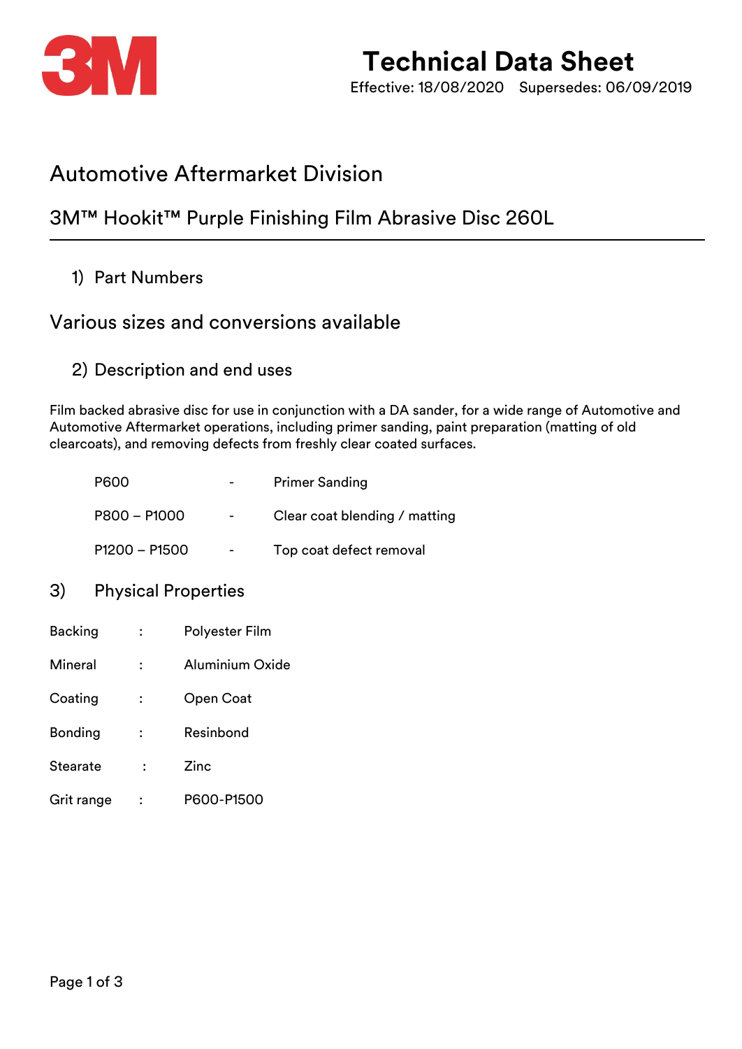# Technical Data Sheet

Effective: 18/08/2020 Supersedes: 06/09/2019

## Automotive Aftermarket Division

## 3M™ Hookit™ Purple Finishing Film Abrasive Disc 260L

### 1) Part Numbers

## Various sizes and conversions available

### 2) Description and end uses

Film backed abrasive disc for use in conjunction with a DA sander, for a wide range of Automotive and Automotive Aftermarket operations, including primer sanding, paint preparation (matting of old clearcoats), and removing defects from freshly clear coated surfaces.

| | | |
|---|---|---|
| P600 | - | Primer Sanding |
| P800 – P1000 | - | Clear coat blending / matting |
| P1200 – P1500 | - | Top coat defect removal |

### 3) Physical Properties

| | | |
|---|---|---|
| Backing | : | Polyester Film |
| Mineral | : | Aluminium Oxide |
| Coating | : | Open Coat |
| Bonding | : | Resinbond |
| Stearate | : | Zinc |
| Grit range | : | P600-P1500 |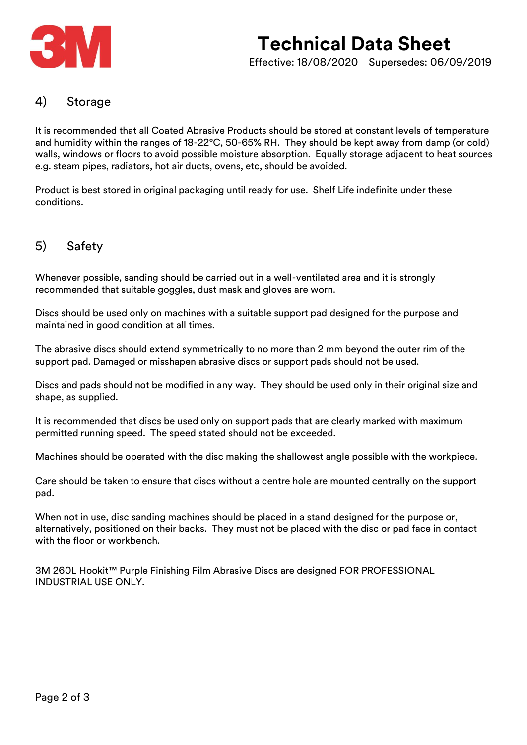## 4) Storage

It is recommended that all Coated Abrasive Products should be stored at constant levels of temperature and humidity within the ranges of 18-22°C, 50-65% RH. They should be kept away from damp (or cold) walls, windows or floors to avoid possible moisture absorption. Equally storage adjacent to heat sources e.g. steam pipes, radiators, hot air ducts, ovens, etc, should be avoided.

Product is best stored in original packaging until ready for use. Shelf Life indefinite under these conditions.

## 5) Safety

Whenever possible, sanding should be carried out in a well-ventilated area and it is strongly recommended that suitable goggles, dust mask and gloves are worn.

Discs should be used only on machines with a suitable support pad designed for the purpose and maintained in good condition at all times.

The abrasive discs should extend symmetrically to no more than 2 mm beyond the outer rim of the support pad. Damaged or misshapen abrasive discs or support pads should not be used.

Discs and pads should not be modified in any way. They should be used only in their original size and shape, as supplied.

It is recommended that discs be used only on support pads that are clearly marked with maximum permitted running speed. The speed stated should not be exceeded.

Machines should be operated with the disc making the shallowest angle possible with the workpiece.

Care should be taken to ensure that discs without a centre hole are mounted centrally on the support pad.

When not in use, disc sanding machines should be placed in a stand designed for the purpose or, alternatively, positioned on their backs. They must not be placed with the disc or pad face in contact with the floor or workbench.

3M 260L Hookit™ Purple Finishing Film Abrasive Discs are designed FOR PROFESSIONAL INDUSTRIAL USE ONLY.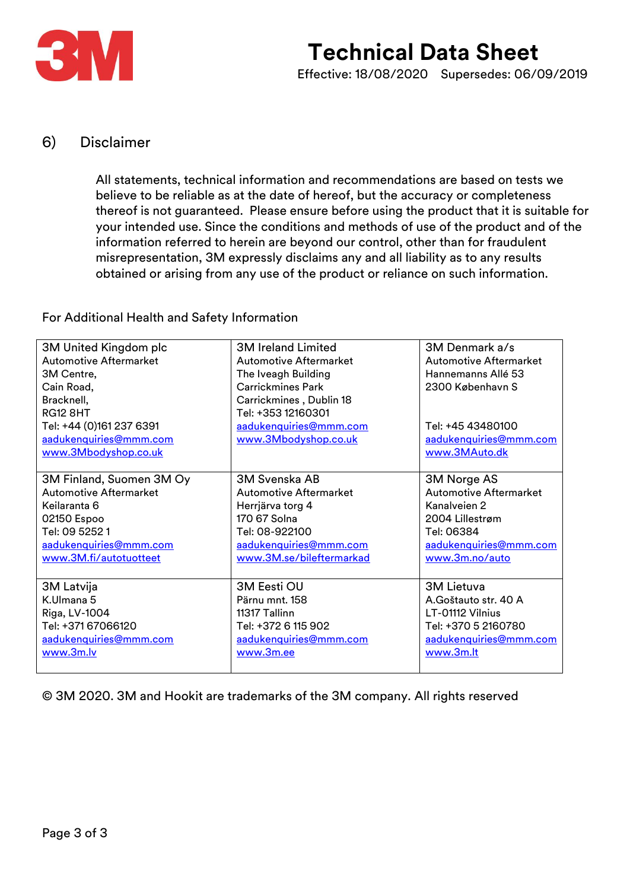## 6) Disclaimer

All statements, technical information and recommendations are based on tests we believe to be reliable as at the date of hereof, but the accuracy or completeness thereof is not guaranteed. Please ensure before using the product that it is suitable for your intended use. Since the conditions and methods of use of the product and of the information referred to herein are beyond our control, other than for fraudulent misrepresentation, 3M expressly disclaims any and all liability as to any results obtained or arising from any use of the product or reliance on such information.

For Additional Health and Safety Information

| | | |
|---|---|---|
| 3M United Kingdom plc<br>Automotive Aftermarket<br>3M Centre,<br>Cain Road,<br>Bracknell,<br>RG12 8HT<br>Tel: +44 (0)161 237 6391<br>aadukenquiries@mmm.com<br>www.3Mbodyshop.co.uk | 3M Ireland Limited<br>Automotive Aftermarket<br>The Iveagh Building<br>Carrickmines Park<br>Carrickmines , Dublin 18<br>Tel: +353 12160301<br>aadukenquiries@mmm.com<br>www.3Mbodyshop.co.uk | 3M Denmark a/s<br>Automotive Aftermarket<br>Hannemanns Allé 53<br>2300 København S<br><br>Tel: +45 43480100<br>aadukenquiries@mmm.com<br>www.3MAuto.dk |
| 3M Finland, Suomen 3M Oy<br>Automotive Aftermarket<br>Keilaranta 6<br>02150 Espoo<br>Tel: 09 5252 1<br>aadukenquiries@mmm.com<br>www.3M.fi/autotuotteet | 3M Svenska AB<br>Automotive Aftermarket<br>Herrjärva torg 4<br>170 67 Solna<br>Tel: 08-922100<br>aadukenquiries@mmm.com<br>www.3M.se/bileftermarkad | 3M Norge AS<br>Automotive Aftermarket<br>Kanalveien 2<br>2004 Lillestrøm<br>Tel: 06384<br>aadukenquiries@mmm.com<br>www.3m.no/auto |
| 3M Latvija<br>K.Ulmana 5<br>Riga, LV-1004<br>Tel: +371 67066120<br>aadukenquiries@mmm.com<br>www.3m.lv | 3M Eesti OU<br>Pärnu mnt. 158<br>11317 Tallinn<br>Tel: +372 6 115 902<br>aadukenquiries@mmm.com<br>www.3m.ee | 3M Lietuva<br>A.Goštauto str. 40 A<br>LT-01112 Vilnius<br>Tel: +370 5 2160780<br>aadukenquiries@mmm.com<br>www.3m.lt |

© 3M 2020. 3M and Hookit are trademarks of the 3M company. All rights reserved